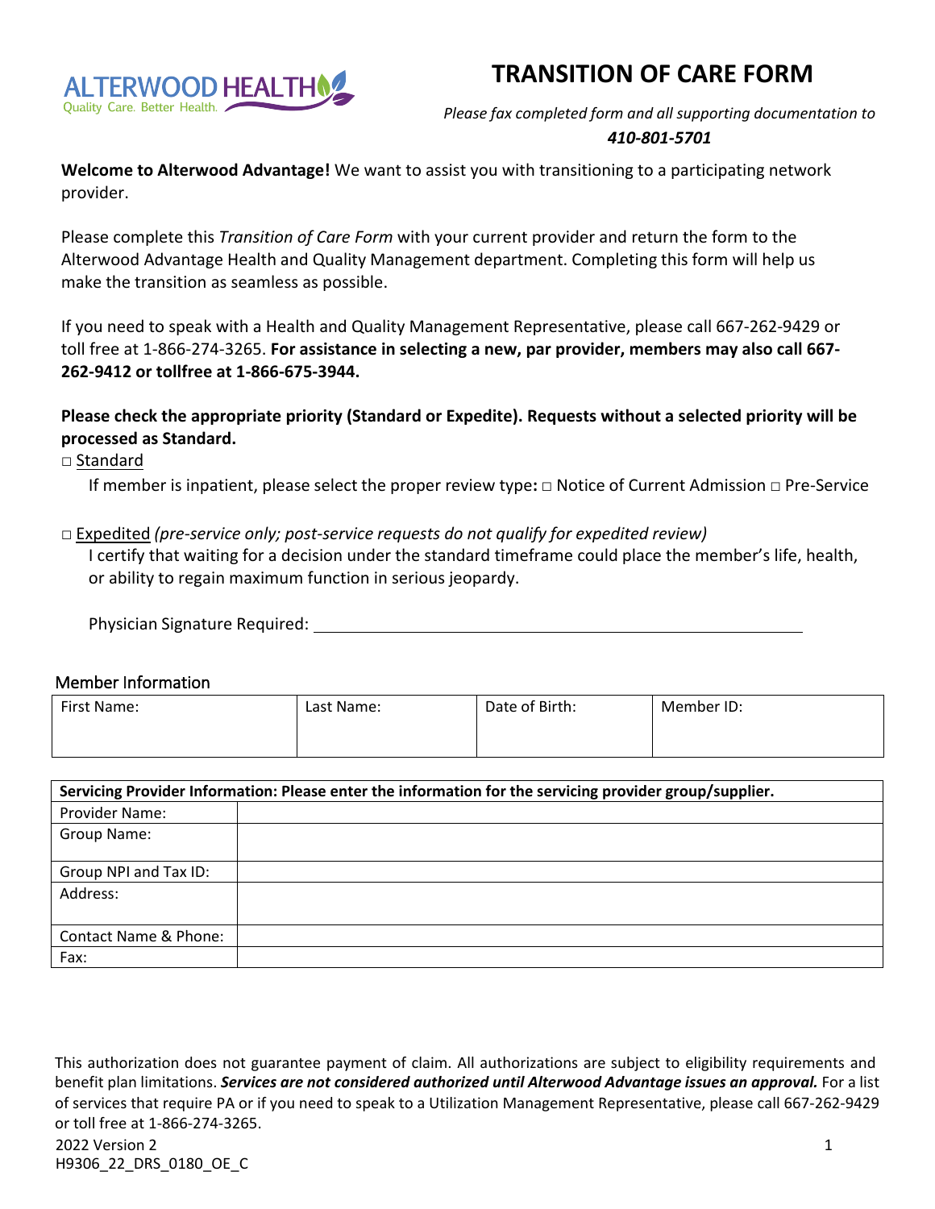ALTERWOOD HEALTH
Quality Care. Better Health.

# TRANSITION OF CARE FORM

*Please fax completed form and all supporting documentation to*
***410-801-5701***

**Welcome to Alterwood Advantage!** We want to assist you with transitioning to a participating network provider.

Please complete this *Transition of Care Form* with your current provider and return the form to the Alterwood Advantage Health and Quality Management department. Completing this form will help us make the transition as seamless as possible.

If you need to speak with a Health and Quality Management Representative, please call 667-262-9429 or toll free at 1-866-274-3265. **For assistance in selecting a new, par provider, members may also call 667-262-9412 or tollfree at 1-866-675-3944.**

**Please check the appropriate priority (Standard or Expedite). Requests without a selected priority will be processed as Standard.**

□ Standard

If member is inpatient, please select the proper review type**:** □ Notice of Current Admission □ Pre-Service

□ Expedited *(pre-service only; post-service requests do not qualify for expedited review)*

I certify that waiting for a decision under the standard timeframe could place the member's life, health, or ability to regain maximum function in serious jeopardy.

Physician Signature Required: ______________________________

## Member Information

| First Name: | Last Name: | Date of Birth: | Member ID: |
|---|---|---|---|
| | | | |

| **Servicing Provider Information: Please enter the information for the servicing provider group/supplier.** | |
|---|---|
| Provider Name: | |
| Group Name: | |
| Group NPI and Tax ID: | |
| Address: | |
| Contact Name & Phone: | |
| Fax: | |

This authorization does not guarantee payment of claim. All authorizations are subject to eligibility requirements and benefit plan limitations. ***Services are not considered authorized until Alterwood Advantage issues an approval.*** For a list of services that require PA or if you need to speak to a Utilization Management Representative, please call 667-262-9429 or toll free at 1-866-274-3265.

2022 Version 2
H9306_22_DRS_0180_OE_C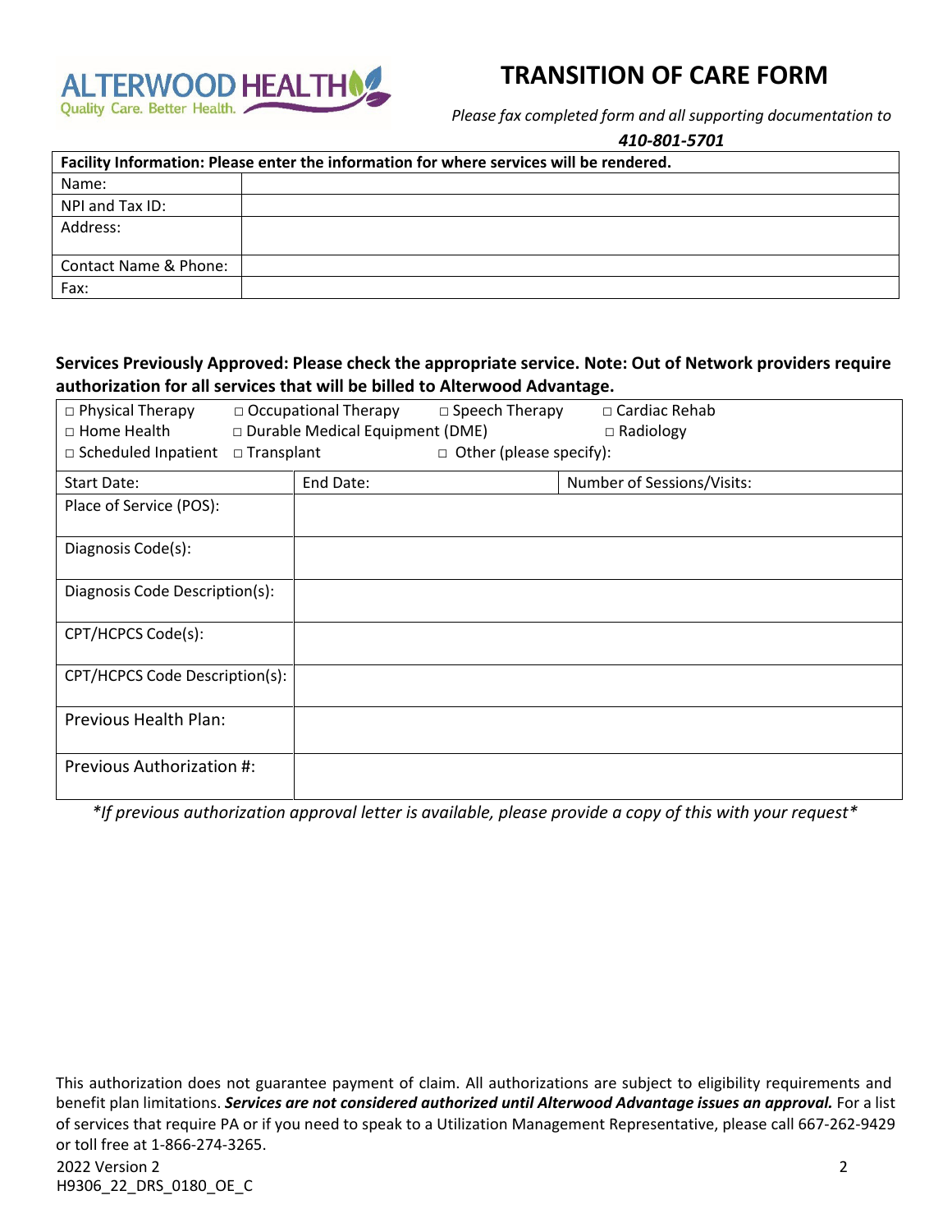ALTERWOOD HEALTH
Quality Care. Better Health.

# TRANSITION OF CARE FORM

*Please fax completed form and all supporting documentation to*
***410-801-5701***

| **Facility Information: Please enter the information for where services will be rendered.** | |
|---|---|
| Name: | |
| NPI and Tax ID: | |
| Address: | |
| Contact Name & Phone: | |
| Fax: | |

**Services Previously Approved: Please check the appropriate service. Note: Out of Network providers require authorization for all services that will be billed to Alterwood Advantage.**

□ Physical Therapy □ Occupational Therapy □ Speech Therapy □ Cardiac Rehab
□ Home Health □ Durable Medical Equipment (DME) □ Radiology
□ Scheduled Inpatient □ Transplant □ Other (please specify):

| Start Date: | End Date: | Number of Sessions/Visits: |
|---|---|---|
| Place of Service (POS): | | |
| Diagnosis Code(s): | | |
| Diagnosis Code Description(s): | | |
| CPT/HCPCS Code(s): | | |
| CPT/HCPCS Code Description(s): | | |
| Previous Health Plan: | | |
| Previous Authorization #: | | |

*\*If previous authorization approval letter is available, please provide a copy of this with your request\**

This authorization does not guarantee payment of claim. All authorizations are subject to eligibility requirements and benefit plan limitations. ***Services are not considered authorized until Alterwood Advantage issues an approval.*** For a list of services that require PA or if you need to speak to a Utilization Management Representative, please call 667-262-9429 or toll free at 1-866-274-3265.

2022 Version 2
H9306_22_DRS_0180_OE_C